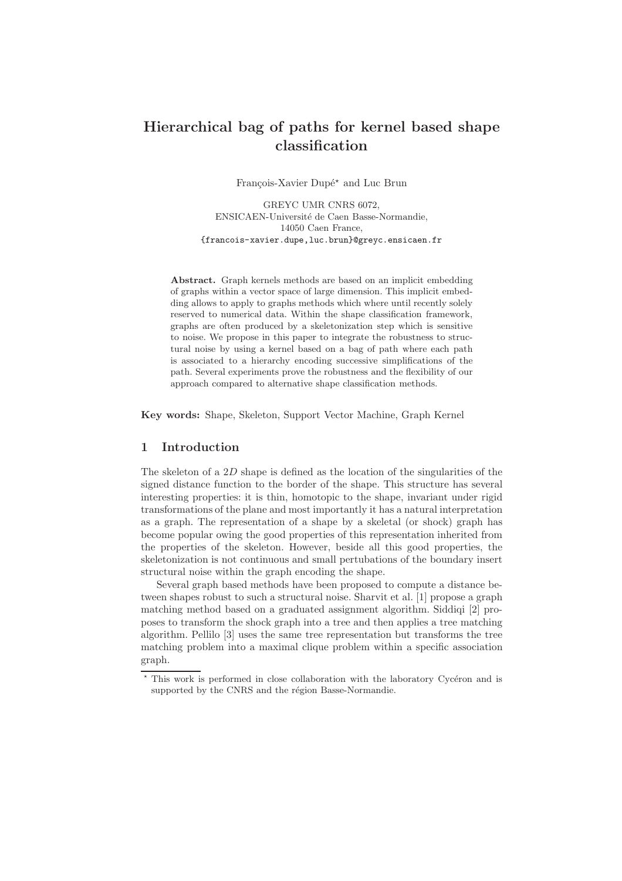# Hierarchical bag of paths for kernel based shape classification

François-Xavier Dupé* and Luc Brun

GREYC UMR CNRS 6072,
ENSICAEN-Université de Caen Basse-Normandie,
14050 Caen France,
{francois-xavier.dupe,luc.brun}@greyc.ensicaen.fr

**Abstract.** Graph kernels methods are based on an implicit embedding of graphs within a vector space of large dimension. This implicit embedding allows to apply to graphs methods which where until recently solely reserved to numerical data. Within the shape classification framework, graphs are often produced by a skeletonization step which is sensitive to noise. We propose in this paper to integrate the robustness to structural noise by using a kernel based on a bag of path where each path is associated to a hierarchy encoding successive simplifications of the path. Several experiments prove the robustness and the flexibility of our approach compared to alternative shape classification methods.

**Key words:** Shape, Skeleton, Support Vector Machine, Graph Kernel

## 1 Introduction

The skeleton of a $2D$ shape is defined as the location of the singularities of the signed distance function to the border of the shape. This structure has several interesting properties: it is thin, homotopic to the shape, invariant under rigid transformations of the plane and most importantly it has a natural interpretation as a graph. The representation of a shape by a skeletal (or shock) graph has become popular owing the good properties of this representation inherited from the properties of the skeleton. However, beside all this good properties, the skeletonization is not continuous and small pertubations of the boundary insert structural noise within the graph encoding the shape.

Several graph based methods have been proposed to compute a distance between shapes robust to such a structural noise. Sharvit et al. [1] propose a graph matching method based on a graduated assignment algorithm. Siddiqi [2] proposes to transform the shock graph into a tree and then applies a tree matching algorithm. Pellilo [3] uses the same tree representation but transforms the tree matching problem into a maximal clique problem within a specific association graph.

* This work is performed in close collaboration with the laboratory Cycéron and is supported by the CNRS and the région Basse-Normandie.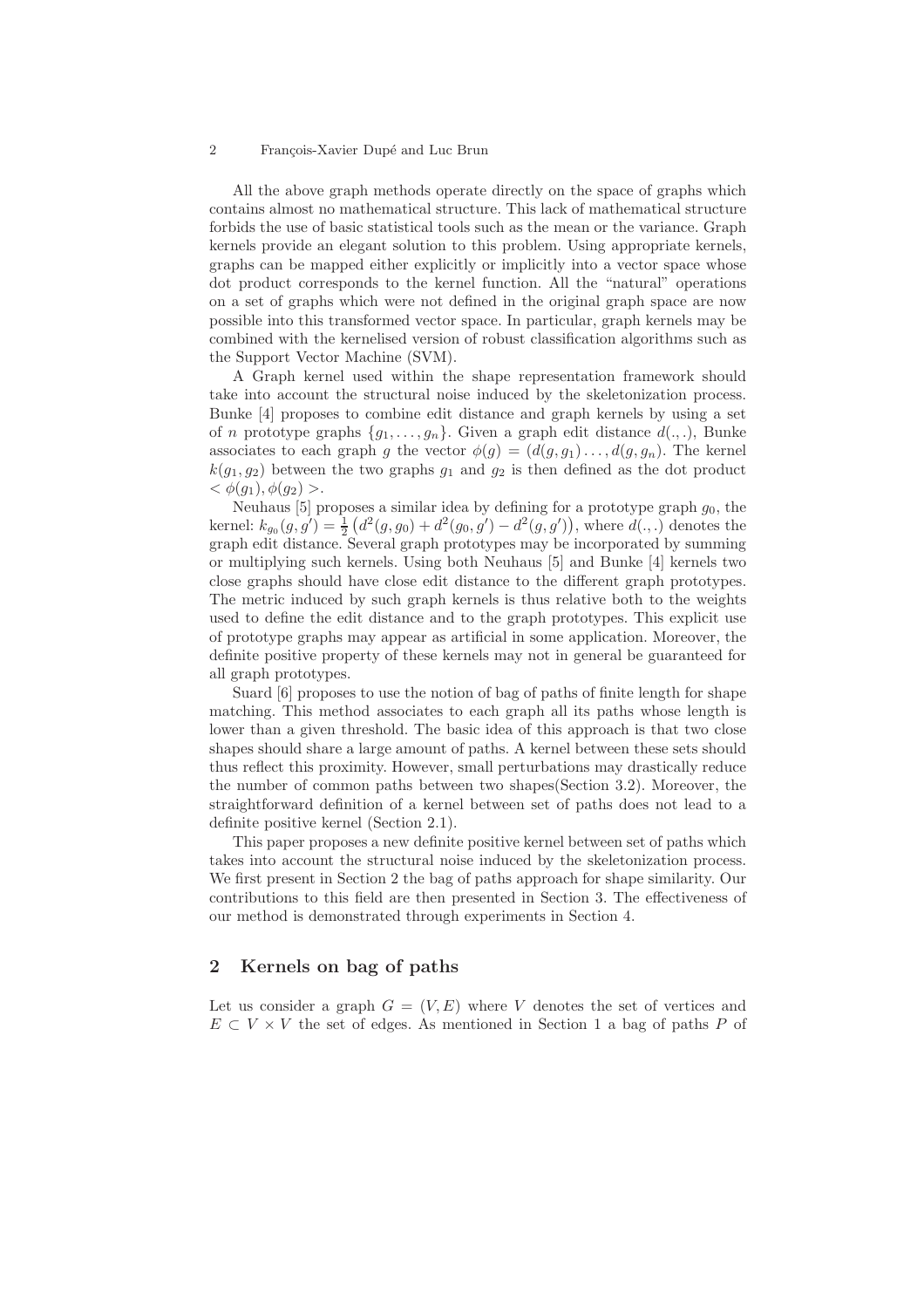All the above graph methods operate directly on the space of graphs which contains almost no mathematical structure. This lack of mathematical structure forbids the use of basic statistical tools such as the mean or the variance. Graph kernels provide an elegant solution to this problem. Using appropriate kernels, graphs can be mapped either explicitly or implicitly into a vector space whose dot product corresponds to the kernel function. All the "natural" operations on a set of graphs which were not defined in the original graph space are now possible into this transformed vector space. In particular, graph kernels may be combined with the kernelised version of robust classification algorithms such as the Support Vector Machine (SVM).

A Graph kernel used within the shape representation framework should take into account the structural noise induced by the skeletonization process. Bunke [4] proposes to combine edit distance and graph kernels by using a set of $n$ prototype graphs $\{g_1, \ldots, g_n\}$. Given a graph edit distance $d(.,.)$, Bunke associates to each graph $g$ the vector $\phi(g) = (d(g, g_1) \ldots, d(g, g_n)$. The kernel $k(g_1, g_2)$ between the two graphs $g_1$ and $g_2$ is then defined as the dot product $< \phi(g_1), \phi(g_2) >$.

Neuhaus [5] proposes a similar idea by defining for a prototype graph $g_0$, the kernel: $k_{g_0}(g, g') = \frac{1}{2}\left(d^2(g, g_0) + d^2(g_0, g') - d^2(g, g')\right)$, where $d(.,.)$ denotes the graph edit distance. Several graph prototypes may be incorporated by summing or multiplying such kernels. Using both Neuhaus [5] and Bunke [4] kernels two close graphs should have close edit distance to the different graph prototypes. The metric induced by such graph kernels is thus relative both to the weights used to define the edit distance and to the graph prototypes. This explicit use of prototype graphs may appear as artificial in some application. Moreover, the definite positive property of these kernels may not in general be guaranteed for all graph prototypes.

Suard [6] proposes to use the notion of bag of paths of finite length for shape matching. This method associates to each graph all its paths whose length is lower than a given threshold. The basic idea of this approach is that two close shapes should share a large amount of paths. A kernel between these sets should thus reflect this proximity. However, small perturbations may drastically reduce the number of common paths between two shapes(Section 3.2). Moreover, the straightforward definition of a kernel between set of paths does not lead to a definite positive kernel (Section 2.1).

This paper proposes a new definite positive kernel between set of paths which takes into account the structural noise induced by the skeletonization process. We first present in Section 2 the bag of paths approach for shape similarity. Our contributions to this field are then presented in Section 3. The effectiveness of our method is demonstrated through experiments in Section 4.

## 2 Kernels on bag of paths

Let us consider a graph $G = (V, E)$ where $V$ denotes the set of vertices and $E \subset V \times V$ the set of edges. As mentioned in Section 1 a bag of paths $P$ of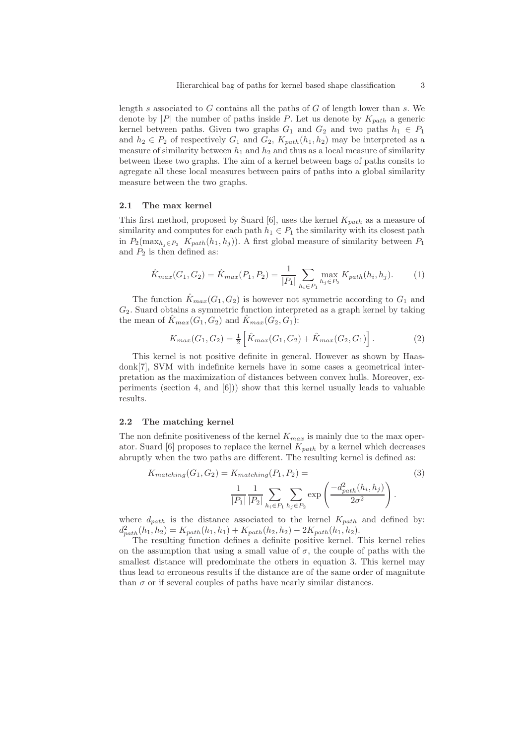length $s$ associated to $G$ contains all the paths of $G$ of length lower than $s$. We denote by $|P|$ the number of paths inside $P$. Let us denote by $K_{path}$ a generic kernel between paths. Given two graphs $G_1$ and $G_2$ and two paths $h_1 \in P_1$ and $h_2 \in P_2$ of respectively $G_1$ and $G_2$, $K_{path}(h_1, h_2)$ may be interpreted as a measure of similarity between $h_1$ and $h_2$ and thus as a local measure of similarity between these two graphs. The aim of a kernel between bags of paths consits to agregate all these local measures between pairs of paths into a global similarity measure between the two graphs.

### 2.1 The max kernel

This first method, proposed by Suard [6], uses the kernel $K_{path}$ as a measure of similarity and computes for each path $h_1 \in P_1$ the similarity with its closest path in $P_2(\max_{h_j \in P_2} K_{path}(h_1, h_j))$. A first global measure of similarity between $P_1$ and $P_2$ is then defined as:

$$\hat{K}_{max}(G_1, G_2) = \hat{K}_{max}(P_1, P_2) = \frac{1}{|P_1|} \sum_{h_i \in P_1} \max_{h_j \in P_2} K_{path}(h_i, h_j). \tag{1}$$

The function $\hat{K}_{max}(G_1, G_2)$ is however not symmetric according to $G_1$ and $G_2$. Suard obtains a symmetric function interpreted as a graph kernel by taking the mean of $\hat{K}_{max}(G_1, G_2)$ and $\hat{K}_{max}(G_2, G_1)$:

$$K_{max}(G_1, G_2) = \frac{1}{2}\left[\hat{K}_{max}(G_1, G_2) + \hat{K}_{max}(G_2, G_1)\right]. \tag{2}$$

This kernel is not positive definite in general. However as shown by Haasdonk[7], SVM with indefinite kernels have in some cases a geometrical interpretation as the maximization of distances between convex hulls. Moreover, experiments (section 4, and [6])) show that this kernel usually leads to valuable results.

### 2.2 The matching kernel

The non definite positiveness of the kernel $K_{max}$ is mainly due to the max operator. Suard [6] proposes to replace the kernel $K_{path}$ by a kernel which decreases abruptly when the two paths are different. The resulting kernel is defined as:

$$K_{matching}(G_1, G_2) = K_{matching}(P_1, P_2) = \frac{1}{|P_1|} \frac{1}{|P_2|} \sum_{h_i \in P_1} \sum_{h_j \in P_2} \exp\left(\frac{-d^2_{path}(h_i, h_j)}{2\sigma^2}\right). \tag{3}$$

where $d_{path}$ is the distance associated to the kernel $K_{path}$ and defined by: $d^2_{path}(h_1, h_2) = K_{path}(h_1, h_1) + K_{path}(h_2, h_2) - 2K_{path}(h_1, h_2)$.

The resulting function defines a definite positive kernel. This kernel relies on the assumption that using a small value of $\sigma$, the couple of paths with the smallest distance will predominate the others in equation 3. This kernel may thus lead to erroneous results if the distance are of the same order of magnitute than $\sigma$ or if several couples of paths have nearly similar distances.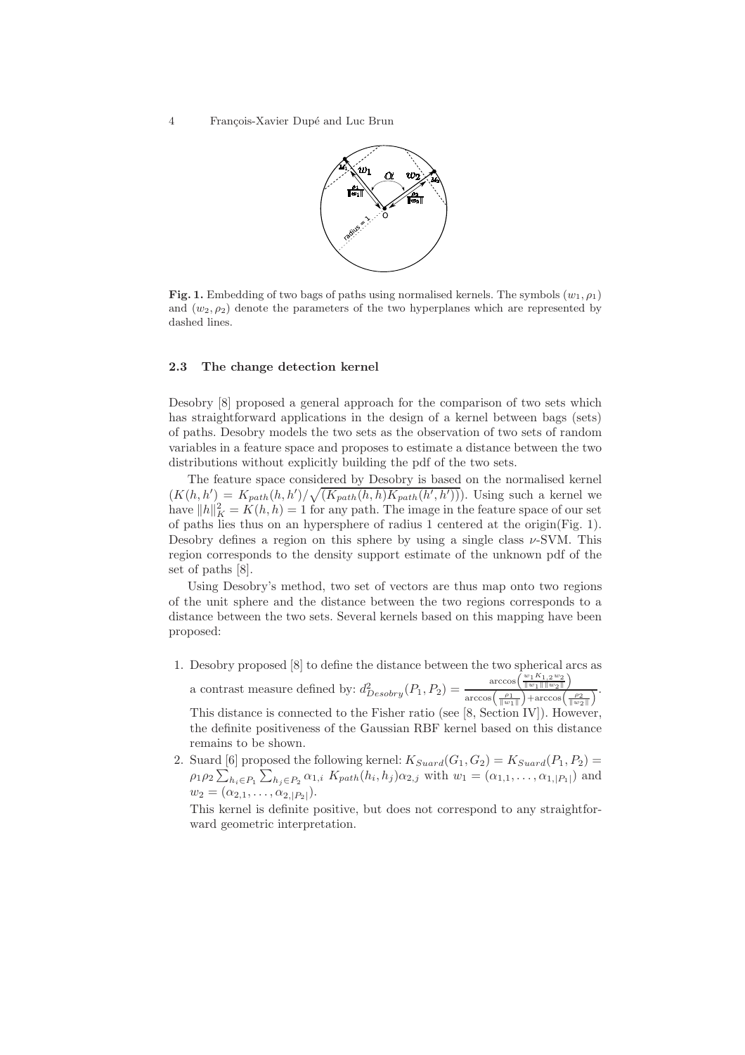**Fig. 1.** Embedding of two bags of paths using normalised kernels. The symbols $(w_1, \rho_1)$ and $(w_2, \rho_2)$ denote the parameters of the two hyperplanes which are represented by dashed lines.

### 2.3 The change detection kernel

Desobry [8] proposed a general approach for the comparison of two sets which has straightforward applications in the design of a kernel between bags (sets) of paths. Desobry models the two sets as the observation of two sets of random variables in a feature space and proposes to estimate a distance between the two distributions without explicitly building the pdf of the two sets.

The feature space considered by Desobry is based on the normalised kernel $(K(h, h') = K_{path}(h, h')/\sqrt{(K_{path}(h, h)K_{path}(h', h'))})$. Using such a kernel we have $\|h\|_K^2 = K(h, h) = 1$ for any path. The image in the feature space of our set of paths lies thus on an hypersphere of radius 1 centered at the origin(Fig. 1). Desobry defines a region on this sphere by using a single class $\nu$-SVM. This region corresponds to the density support estimate of the unknown pdf of the set of paths [8].

Using Desobry's method, two set of vectors are thus map onto two regions of the unit sphere and the distance between the two regions corresponds to a distance between the two sets. Several kernels based on this mapping have been proposed:

1. Desobry proposed [8] to define the distance between the two spherical arcs as a contrast measure defined by: $d^2_{Desobry}(P_1, P_2) = \frac{\arccos\left(\frac{w_1 K_{1,2} w_2}{\|w_1\|\|w_2\|}\right)}{\arccos\left(\frac{\rho_1}{\|w_1\|}\right) + \arccos\left(\frac{\rho_2}{\|w_2\|}\right)}$.
   This distance is connected to the Fisher ratio (see [8, Section IV]). However, the definite positiveness of the Gaussian RBF kernel based on this distance remains to be shown.
2. Suard [6] proposed the following kernel: $K_{Suard}(G_1, G_2) = K_{Suard}(P_1, P_2) = \rho_1 \rho_2 \sum_{h_i \in P_1} \sum_{h_j \in P_2} \alpha_{1,i}\ K_{path}(h_i, h_j) \alpha_{2,j}$ with $w_1 = (\alpha_{1,1}, \ldots, \alpha_{1,|P_1|})$ and $w_2 = (\alpha_{2,1}, \ldots, \alpha_{2,|P_2|})$.
   This kernel is definite positive, but does not correspond to any straightforward geometric interpretation.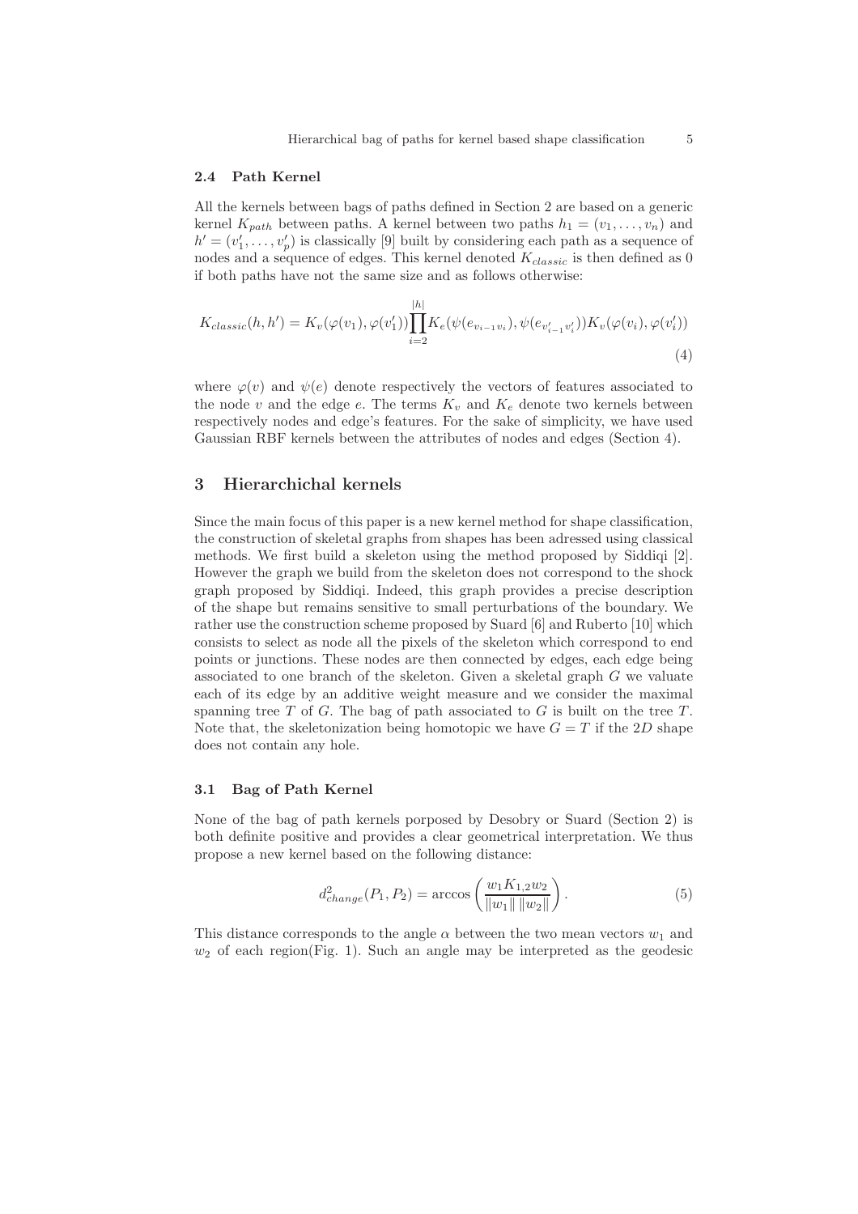### 2.4 Path Kernel

All the kernels between bags of paths defined in Section 2 are based on a generic kernel $K_{path}$ between paths. A kernel between two paths $h_1 = (v_1, \ldots, v_n)$ and $h' = (v'_1, \ldots, v'_p)$ is classically [9] built by considering each path as a sequence of nodes and a sequence of edges. This kernel denoted $K_{classic}$ is then defined as 0 if both paths have not the same size and as follows otherwise:

$$K_{classic}(h, h') = K_v(\varphi(v_1), \varphi(v'_1)) \prod_{i=2}^{|h|} K_e(\psi(e_{v_{i-1}v_i}), \psi(e_{v'_{i-1}v'_i})) K_v(\varphi(v_i), \varphi(v'_i)) \tag{4}$$

where $\varphi(v)$ and $\psi(e)$ denote respectively the vectors of features associated to the node $v$ and the edge $e$. The terms $K_v$ and $K_e$ denote two kernels between respectively nodes and edge's features. For the sake of simplicity, we have used Gaussian RBF kernels between the attributes of nodes and edges (Section 4).

## 3 Hierarchichal kernels

Since the main focus of this paper is a new kernel method for shape classification, the construction of skeletal graphs from shapes has been adressed using classical methods. We first build a skeleton using the method proposed by Siddiqi [2]. However the graph we build from the skeleton does not correspond to the shock graph proposed by Siddiqi. Indeed, this graph provides a precise description of the shape but remains sensitive to small perturbations of the boundary. We rather use the construction scheme proposed by Suard [6] and Ruberto [10] which consists to select as node all the pixels of the skeleton which correspond to end points or junctions. These nodes are then connected by edges, each edge being associated to one branch of the skeleton. Given a skeletal graph $G$ we valuate each of its edge by an additive weight measure and we consider the maximal spanning tree $T$ of $G$. The bag of path associated to $G$ is built on the tree $T$. Note that, the skeletonization being homotopic we have $G = T$ if the $2D$ shape does not contain any hole.

### 3.1 Bag of Path Kernel

None of the bag of path kernels porposed by Desobry or Suard (Section 2) is both definite positive and provides a clear geometrical interpretation. We thus propose a new kernel based on the following distance:

$$d^2_{change}(P_1, P_2) = \arccos\left(\frac{w_1 K_{1,2} w_2}{\|w_1\| \, \|w_2\|}\right). \tag{5}$$

This distance corresponds to the angle $\alpha$ between the two mean vectors $w_1$ and $w_2$ of each region(Fig. 1). Such an angle may be interpreted as the geodesic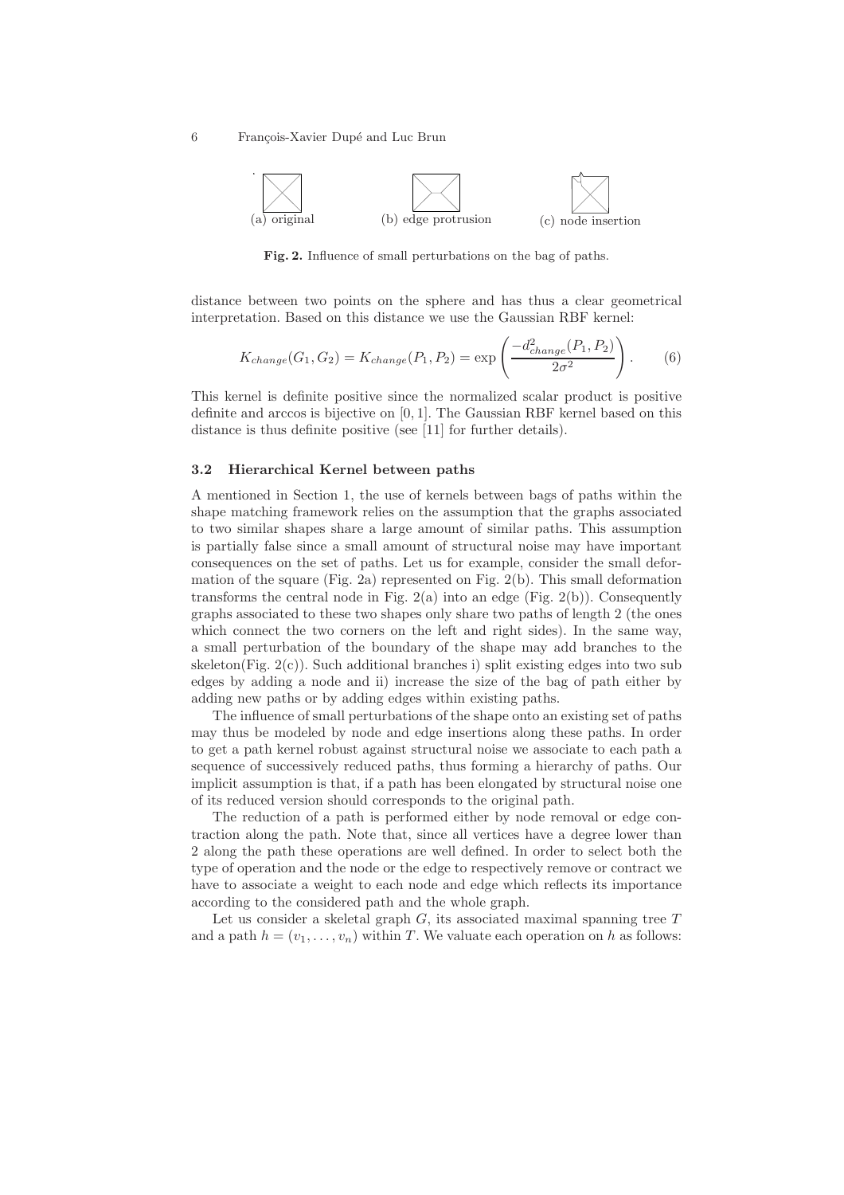(a) original (b) edge protrusion (c) node insertion

**Fig. 2.** Influence of small perturbations on the bag of paths.

distance between two points on the sphere and has thus a clear geometrical interpretation. Based on this distance we use the Gaussian RBF kernel:

$$K_{change}(G_1, G_2) = K_{change}(P_1, P_2) = \exp\left(\frac{-d^2_{change}(P_1, P_2)}{2\sigma^2}\right). \quad (6)$$

This kernel is definite positive since the normalized scalar product is positive definite and arccos is bijective on $[0, 1]$. The Gaussian RBF kernel based on this distance is thus definite positive (see [11] for further details).

### 3.2 Hierarchical Kernel between paths

A mentioned in Section 1, the use of kernels between bags of paths within the shape matching framework relies on the assumption that the graphs associated to two similar shapes share a large amount of similar paths. This assumption is partially false since a small amount of structural noise may have important consequences on the set of paths. Let us for example, consider the small deformation of the square (Fig. 2a) represented on Fig. 2(b). This small deformation transforms the central node in Fig. 2(a) into an edge (Fig. 2(b)). Consequently graphs associated to these two shapes only share two paths of length 2 (the ones which connect the two corners on the left and right sides). In the same way, a small perturbation of the boundary of the shape may add branches to the skeleton(Fig. 2(c)). Such additional branches i) split existing edges into two sub edges by adding a node and ii) increase the size of the bag of path either by adding new paths or by adding edges within existing paths.

The influence of small perturbations of the shape onto an existing set of paths may thus be modeled by node and edge insertions along these paths. In order to get a path kernel robust against structural noise we associate to each path a sequence of successively reduced paths, thus forming a hierarchy of paths. Our implicit assumption is that, if a path has been elongated by structural noise one of its reduced version should corresponds to the original path.

The reduction of a path is performed either by node removal or edge contraction along the path. Note that, since all vertices have a degree lower than 2 along the path these operations are well defined. In order to select both the type of operation and the node or the edge to respectively remove or contract we have to associate a weight to each node and edge which reflects its importance according to the considered path and the whole graph.

Let us consider a skeletal graph $G$, its associated maximal spanning tree $T$ and a path $h = (v_1, \ldots, v_n)$ within $T$. We valuate each operation on $h$ as follows: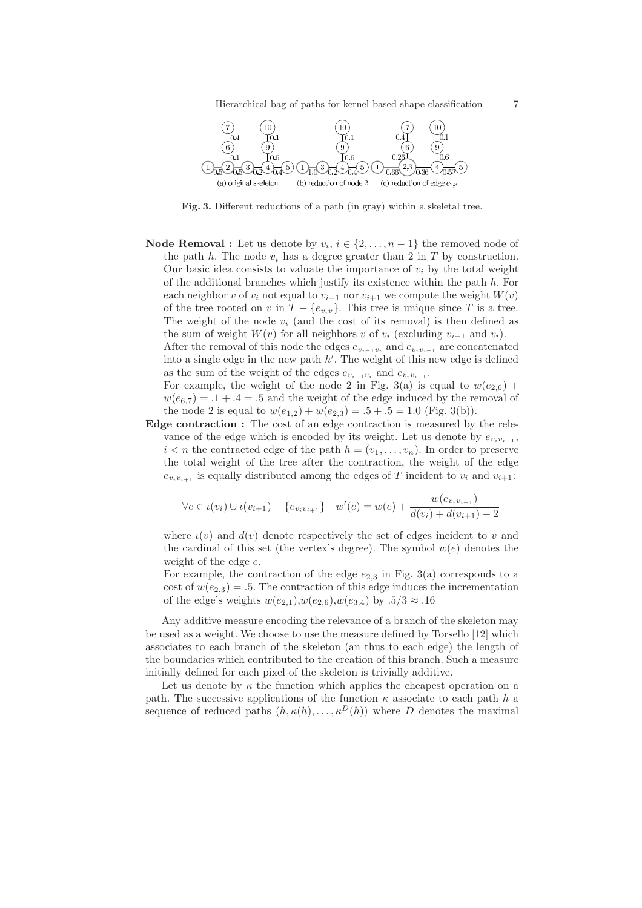Fig. 3. Different reductions of a path (in gray) within a skeletal tree.

**Node Removal :** Let us denote by $v_i$, $i \in \{2, \ldots, n-1\}$ the removed node of the path $h$. The node $v_i$ has a degree greater than 2 in $T$ by construction. Our basic idea consists to valuate the importance of $v_i$ by the total weight of the additional branches which justify its existence within the path $h$. For each neighbor $v$ of $v_i$ not equal to $v_{i-1}$ nor $v_{i+1}$ we compute the weight $W(v)$ of the tree rooted on $v$ in $T - \{e_{v_i v}\}$. This tree is unique since $T$ is a tree. The weight of the node $v_i$ (and the cost of its removal) is then defined as the sum of weight $W(v)$ for all neighbors $v$ of $v_i$ (excluding $v_{i-1}$ and $v_i$).
After the removal of this node the edges $e_{v_{i-1}v_i}$ and $e_{v_i v_{i+1}}$ are concatenated into a single edge in the new path $h'$. The weight of this new edge is defined as the sum of the weight of the edges $e_{v_{i-1}v_i}$ and $e_{v_i v_{i+1}}$.
For example, the weight of the node 2 in Fig. 3(a) is equal to $w(e_{2,6}) + w(e_{6,7}) = .1 + .4 = .5$ and the weight of the edge induced by the removal of the node 2 is equal to $w(e_{1,2}) + w(e_{2,3}) = .5 + .5 = 1.0$ (Fig. 3(b)).

**Edge contraction :** The cost of an edge contraction is measured by the relevance of the edge which is encoded by its weight. Let us denote by $e_{v_i v_{i+1}}$, $i < n$ the contracted edge of the path $h = (v_1, \ldots, v_n)$. In order to preserve the total weight of the tree after the contraction, the weight of the edge $e_{v_i v_{i+1}}$ is equally distributed among the edges of $T$ incident to $v_i$ and $v_{i+1}$:

$$\forall e \in \iota(v_i) \cup \iota(v_{i+1}) - \{e_{v_i v_{i+1}}\} \quad w'(e) = w(e) + \frac{w(e_{v_i v_{i+1}})}{d(v_i) + d(v_{i+1}) - 2}$$

where $\iota(v)$ and $d(v)$ denote respectively the set of edges incident to $v$ and the cardinal of this set (the vertex's degree). The symbol $w(e)$ denotes the weight of the edge $e$.
For example, the contraction of the edge $e_{2,3}$ in Fig. 3(a) corresponds to a cost of $w(e_{2,3}) = .5$. The contraction of this edge induces the incrementation of the edge's weights $w(e_{2,1})$,$w(e_{2,6})$,$w(e_{3,4})$ by $.5/3 \approx .16$

Any additive measure encoding the relevance of a branch of the skeleton may be used as a weight. We choose to use the measure defined by Torsello [12] which associates to each branch of the skeleton (an thus to each edge) the length of the boundaries which contributed to the creation of this branch. Such a measure initially defined for each pixel of the skeleton is trivially additive.

Let us denote by $\kappa$ the function which applies the cheapest operation on a path. The successive applications of the function $\kappa$ associate to each path $h$ a sequence of reduced paths $(h, \kappa(h), \ldots, \kappa^D(h))$ where $D$ denotes the maximal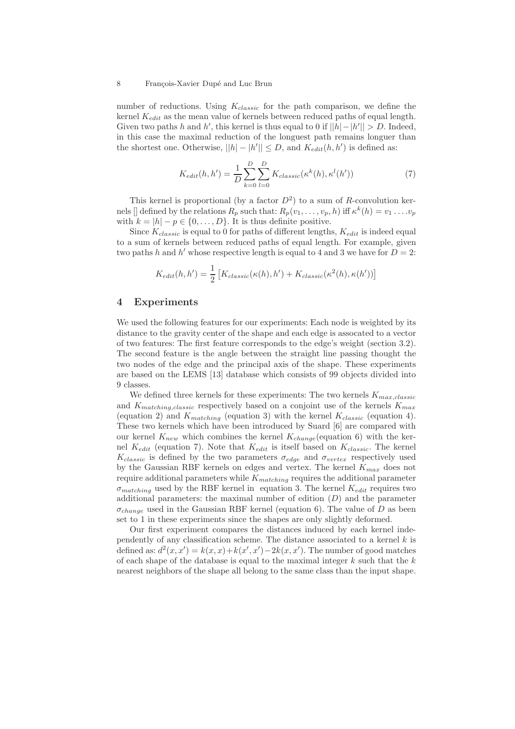number of reductions. Using $K_{classic}$ for the path comparison, we define the kernel $K_{edit}$ as the mean value of kernels between reduced paths of equal length. Given two paths $h$ and $h'$, this kernel is thus equal to 0 if $||h| - |h'|| > D$. Indeed, in this case the maximal reduction of the longuest path remains longuer than the shortest one. Otherwise, $||h| - |h'|| \leq D$, and $K_{edit}(h, h')$ is defined as:

$$K_{edit}(h, h') = \frac{1}{D} \sum_{k=0}^{D} \sum_{l=0}^{D} K_{classic}(\kappa^k(h), \kappa^l(h')) \tag{7}$$

This kernel is proportional (by a factor $D^2$) to a sum of $R$-convolution kernels [] defined by the relations $R_p$ such that: $R_p(v_1, \ldots, v_p, h)$ iff $\kappa^k(h) = v_1 \ldots . v_p$ with $k = |h| - p \in \{0, \ldots, D\}$. It is thus definite positive.

Since $K_{classic}$ is equal to 0 for paths of different lengths, $K_{edit}$ is indeed equal to a sum of kernels between reduced paths of equal length. For example, given two paths $h$ and $h'$ whose respective length is equal to 4 and 3 we have for $D = 2$:

$$K_{edit}(h, h') = \frac{1}{2} \left[ K_{classic}(\kappa(h), h') + K_{classic}(\kappa^2(h), \kappa(h')) \right]$$

## 4 Experiments

We used the following features for our experiments: Each node is weighted by its distance to the gravity center of the shape and each edge is assocated to a vector of two features: The first feature corresponds to the edge's weight (section 3.2). The second feature is the angle between the straight line passing thought the two nodes of the edge and the principal axis of the shape. These experiments are based on the LEMS [13] database which consists of 99 objects divided into 9 classes.

We defined three kernels for these experiments: The two kernels $K_{max,classic}$ and $K_{matching,classic}$ respectively based on a conjoint use of the kernels $K_{max}$ (equation 2) and $K_{matching}$ (equation 3) with the kernel $K_{classic}$ (equation 4). These two kernels which have been introduced by Suard [6] are compared with our kernel $K_{new}$ which combines the kernel $K_{change}$(equation 6) with the kernel $K_{edit}$ (equation 7). Note that $K_{edit}$ is itself based on $K_{classic}$. The kernel $K_{classic}$ is defined by the two parameters $\sigma_{edge}$ and $\sigma_{vertex}$ respectively used by the Gaussian RBF kernels on edges and vertex. The kernel $K_{max}$ does not require additional parameters while $K_{matching}$ requires the additional parameter $\sigma_{matching}$ used by the RBF kernel in equation 3. The kernel $K_{edit}$ requires two additional parameters: the maximal number of edition ($D$) and the parameter $\sigma_{change}$ used in the Gaussian RBF kernel (equation 6). The value of $D$ as been set to 1 in these experiments since the shapes are only slightly deformed.

Our first experiment compares the distances induced by each kernel independently of any classification scheme. The distance associated to a kernel $k$ is defined as: $d^2(x, x') = k(x, x) + k(x', x') - 2k(x, x')$. The number of good matches of each shape of the database is equal to the maximal integer $k$ such that the $k$ nearest neighbors of the shape all belong to the same class than the input shape.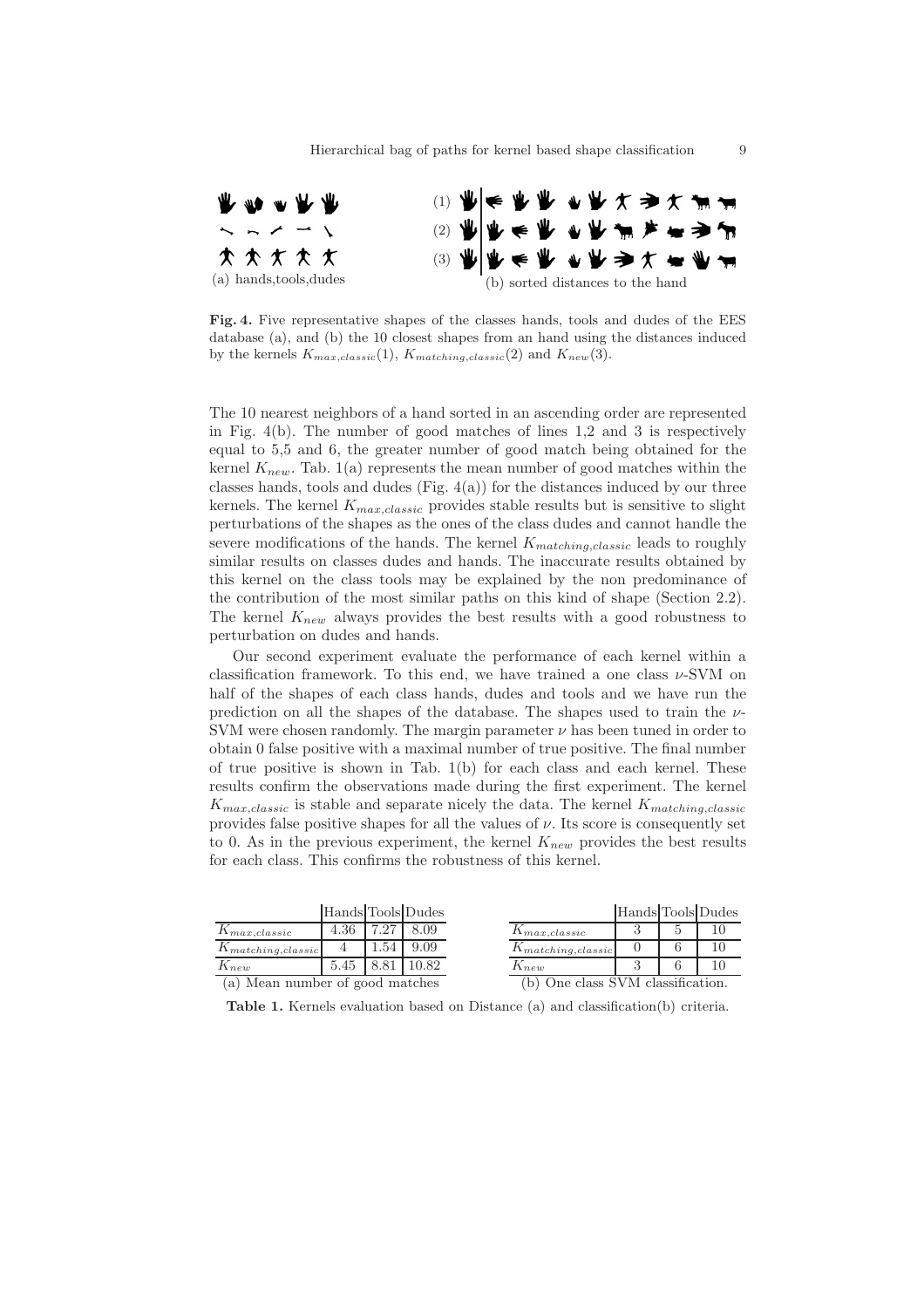(a) hands,tools,dudes

(1)
(2)
(3)

(b) sorted distances to the hand

**Fig. 4.** Five representative shapes of the classes hands, tools and dudes of the EES database (a), and (b) the 10 closest shapes from an hand using the distances induced by the kernels $K_{max,classic}(1)$, $K_{matching,classic}(2)$ and $K_{new}(3)$.

The 10 nearest neighbors of a hand sorted in an ascending order are represented in Fig. 4(b). The number of good matches of lines 1,2 and 3 is respectively equal to 5,5 and 6, the greater number of good match being obtained for the kernel $K_{new}$. Tab. 1(a) represents the mean number of good matches within the classes hands, tools and dudes (Fig. 4(a)) for the distances induced by our three kernels. The kernel $K_{max,classic}$ provides stable results but is sensitive to slight perturbations of the shapes as the ones of the class dudes and cannot handle the severe modifications of the hands. The kernel $K_{matching,classic}$ leads to roughly similar results on classes dudes and hands. The inaccurate results obtained by this kernel on the class tools may be explained by the non predominance of the contribution of the most similar paths on this kind of shape (Section 2.2). The kernel $K_{new}$ always provides the best results with a good robustness to perturbation on dudes and hands.

Our second experiment evaluate the performance of each kernel within a classification framework. To this end, we have trained a one class $\nu$-SVM on half of the shapes of each class hands, dudes and tools and we have run the prediction on all the shapes of the database. The shapes used to train the $\nu$-SVM were chosen randomly. The margin parameter $\nu$ has been tuned in order to obtain 0 false positive with a maximal number of true positive. The final number of true positive is shown in Tab. 1(b) for each class and each kernel. These results confirm the observations made during the first experiment. The kernel $K_{max,classic}$ is stable and separate nicely the data. The kernel $K_{matching,classic}$ provides false positive shapes for all the values of $\nu$. Its score is consequently set to 0. As in the previous experiment, the kernel $K_{new}$ provides the best results for each class. This confirms the robustness of this kernel.

| | Hands | Tools | Dudes |
|---|---|---|---|
| $K_{max,classic}$ | 4.36 | 7.27 | 8.09 |
| $K_{matching,classic}$ | 4 | 1.54 | 9.09 |
| $K_{new}$ | 5.45 | 8.81 | 10.82 |

(a) Mean number of good matches

| | Hands | Tools | Dudes |
|---|---|---|---|
| $K_{max,classic}$ | 3 | 5 | 10 |
| $K_{matching,classic}$ | 0 | 6 | 10 |
| $K_{new}$ | 3 | 6 | 10 |

(b) One class SVM classification.

**Table 1.** Kernels evaluation based on Distance (a) and classification(b) criteria.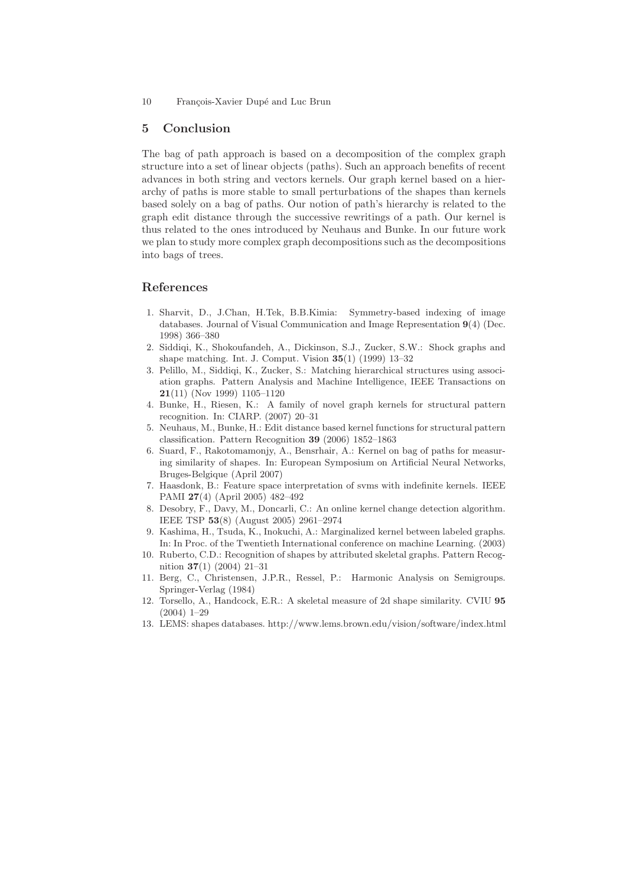## 5 Conclusion

The bag of path approach is based on a decomposition of the complex graph structure into a set of linear objects (paths). Such an approach benefits of recent advances in both string and vectors kernels. Our graph kernel based on a hierarchy of paths is more stable to small perturbations of the shapes than kernels based solely on a bag of paths. Our notion of path's hierarchy is related to the graph edit distance through the successive rewritings of a path. Our kernel is thus related to the ones introduced by Neuhaus and Bunke. In our future work we plan to study more complex graph decompositions such as the decompositions into bags of trees.

## References

1. Sharvit, D., J.Chan, H.Tek, B.B.Kimia: Symmetry-based indexing of image databases. Journal of Visual Communication and Image Representation **9**(4) (Dec. 1998) 366–380
2. Siddiqi, K., Shokoufandeh, A., Dickinson, S.J., Zucker, S.W.: Shock graphs and shape matching. Int. J. Comput. Vision **35**(1) (1999) 13–32
3. Pelillo, M., Siddiqi, K., Zucker, S.: Matching hierarchical structures using association graphs. Pattern Analysis and Machine Intelligence, IEEE Transactions on **21**(11) (Nov 1999) 1105–1120
4. Bunke, H., Riesen, K.: A family of novel graph kernels for structural pattern recognition. In: CIARP. (2007) 20–31
5. Neuhaus, M., Bunke, H.: Edit distance based kernel functions for structural pattern classification. Pattern Recognition **39** (2006) 1852–1863
6. Suard, F., Rakotomamonjy, A., Bensrhair, A.: Kernel on bag of paths for measuring similarity of shapes. In: European Symposium on Artificial Neural Networks, Bruges-Belgique (April 2007)
7. Haasdonk, B.: Feature space interpretation of svms with indefinite kernels. IEEE PAMI **27**(4) (April 2005) 482–492
8. Desobry, F., Davy, M., Doncarli, C.: An online kernel change detection algorithm. IEEE TSP **53**(8) (August 2005) 2961–2974
9. Kashima, H., Tsuda, K., Inokuchi, A.: Marginalized kernel between labeled graphs. In: In Proc. of the Twentieth International conference on machine Learning. (2003)
10. Ruberto, C.D.: Recognition of shapes by attributed skeletal graphs. Pattern Recognition **37**(1) (2004) 21–31
11. Berg, C., Christensen, J.P.R., Ressel, P.: Harmonic Analysis on Semigroups. Springer-Verlag (1984)
12. Torsello, A., Handcock, E.R.: A skeletal measure of 2d shape similarity. CVIU **95** (2004) 1–29
13. LEMS: shapes databases. http://www.lems.brown.edu/vision/software/index.html